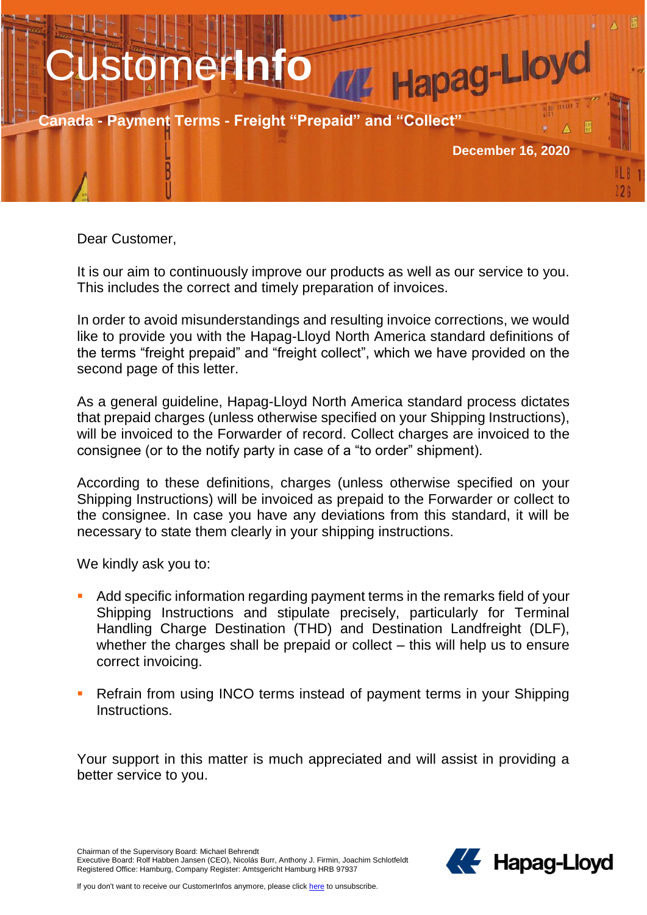# CustomerInfo

## Canada - Payment Terms - Freight “Prepaid” and “Collect”

December 16, 2020

Dear Customer,

It is our aim to continuously improve our products as well as our service to you. This includes the correct and timely preparation of invoices.

In order to avoid misunderstandings and resulting invoice corrections, we would like to provide you with the Hapag-Lloyd North America standard definitions of the terms “freight prepaid” and “freight collect”, which we have provided on the second page of this letter.

As a general guideline, Hapag-Lloyd North America standard process dictates that prepaid charges (unless otherwise specified on your Shipping Instructions), will be invoiced to the Forwarder of record. Collect charges are invoiced to the consignee (or to the notify party in case of a “to order” shipment).

According to these definitions, charges (unless otherwise specified on your Shipping Instructions) will be invoiced as prepaid to the Forwarder or collect to the consignee. In case you have any deviations from this standard, it will be necessary to state them clearly in your shipping instructions.

We kindly ask you to:

- Add specific information regarding payment terms in the remarks field of your Shipping Instructions and stipulate precisely, particularly for Terminal Handling Charge Destination (THD) and Destination Landfreight (DLF), whether the charges shall be prepaid or collect – this will help us to ensure correct invoicing.
- Refrain from using INCO terms instead of payment terms in your Shipping Instructions.

Your support in this matter is much appreciated and will assist in providing a better service to you.

Chairman of the Supervisory Board: Michael Behrendt
Executive Board: Rolf Habben Jansen (CEO), Nicolás Burr, Anthony J. Firmin, Joachim Schlotfeldt
Registered Office: Hamburg, Company Register: Amtsgericht Hamburg HRB 97937

If you don't want to receive our CustomerInfos anymore, please click here to unsubscribe.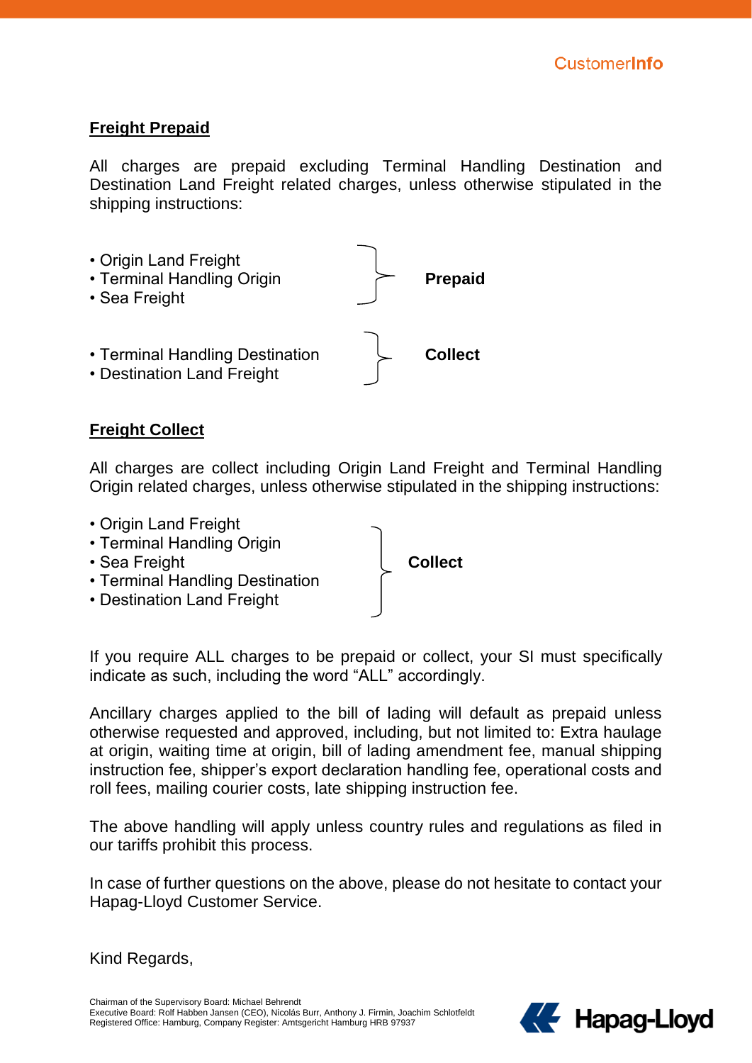## Freight Prepaid

All charges are prepaid excluding Terminal Handling Destination and Destination Land Freight related charges, unless otherwise stipulated in the shipping instructions:

| Charges | |
|---|---|
| • Origin Land Freight<br>• Terminal Handling Origin<br>• Sea Freight | **Prepaid** |
| • Terminal Handling Destination<br>• Destination Land Freight | **Collect** |

## Freight Collect

All charges are collect including Origin Land Freight and Terminal Handling Origin related charges, unless otherwise stipulated in the shipping instructions:

| Charges | |
|---|---|
| • Origin Land Freight<br>• Terminal Handling Origin<br>• Sea Freight<br>• Terminal Handling Destination<br>• Destination Land Freight | **Collect** |

If you require ALL charges to be prepaid or collect, your SI must specifically indicate as such, including the word "ALL" accordingly.

Ancillary charges applied to the bill of lading will default as prepaid unless otherwise requested and approved, including, but not limited to: Extra haulage at origin, waiting time at origin, bill of lading amendment fee, manual shipping instruction fee, shipper's export declaration handling fee, operational costs and roll fees, mailing courier costs, late shipping instruction fee.

The above handling will apply unless country rules and regulations as filed in our tariffs prohibit this process.

In case of further questions on the above, please do not hesitate to contact your Hapag-Lloyd Customer Service.

Kind Regards,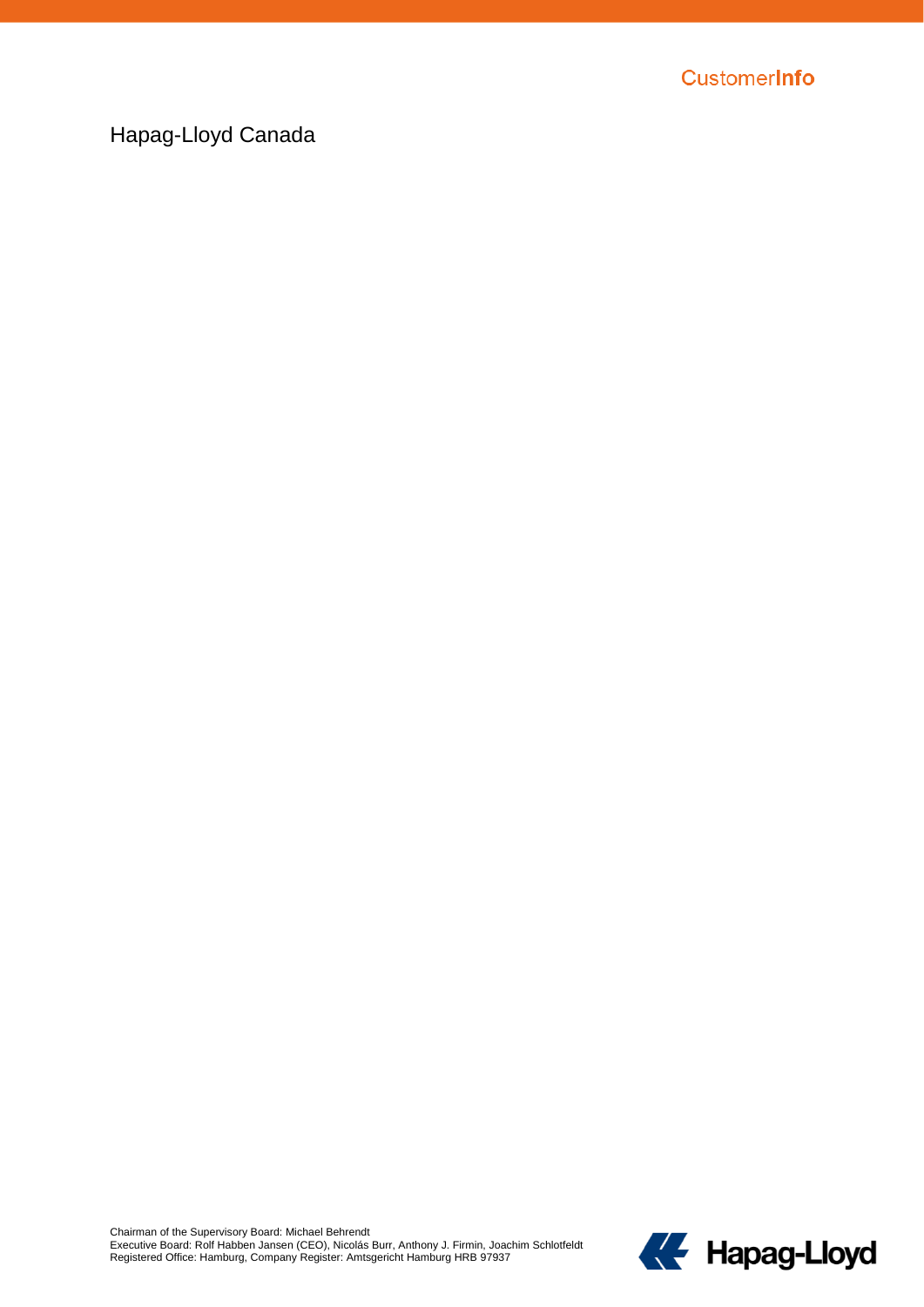Hapag-Lloyd Canada